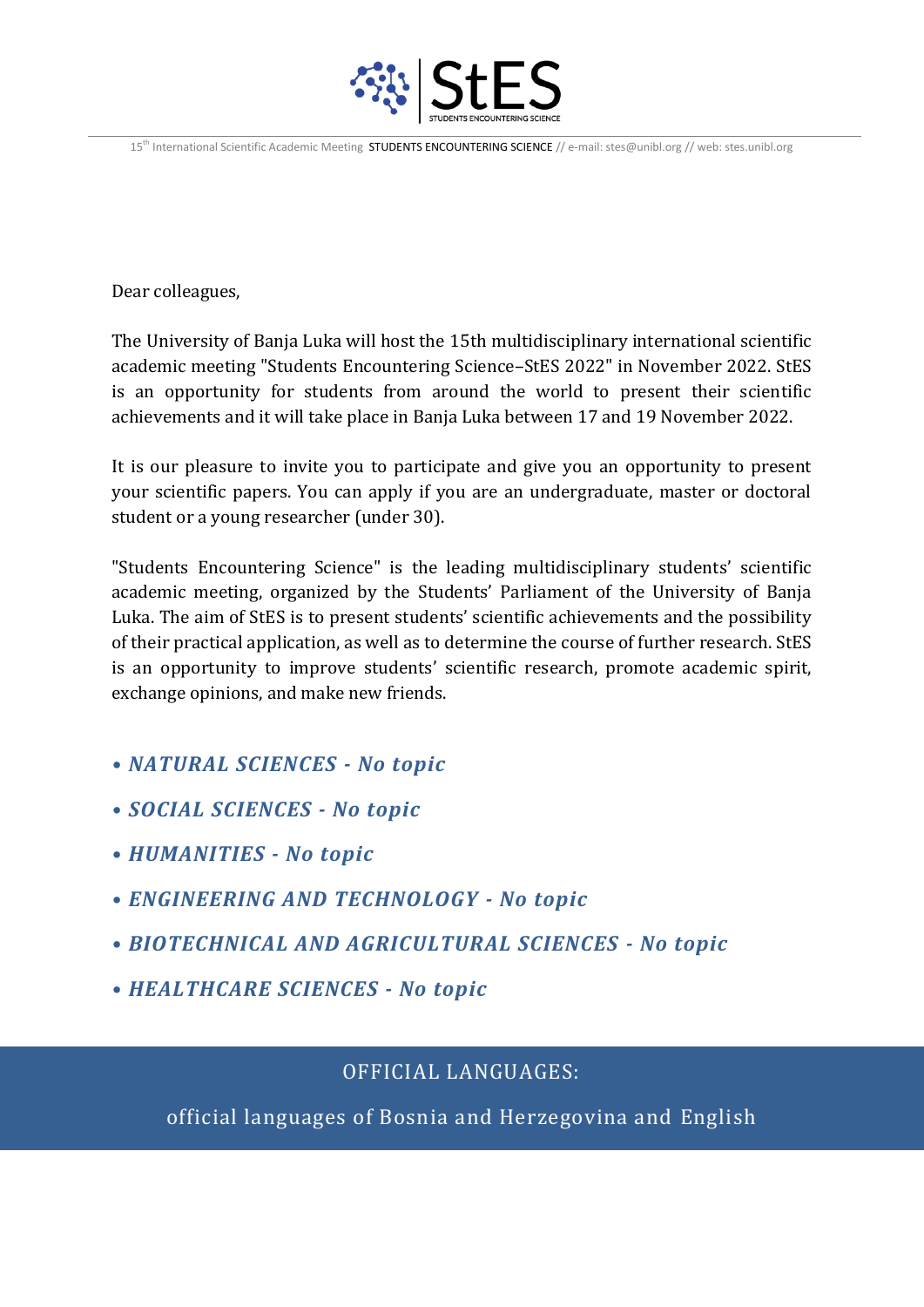Dear colleagues,

The University of Banja Luka will host the 15th multidisciplinary international scientific academic meeting "Students Encountering Science–StES 2022" in November 2022. StES is an opportunity for students from around the world to present their scientific achievements and it will take place in Banja Luka between 17 and 19 November 2022.

It is our pleasure to invite you to participate and give you an opportunity to present your scientific papers. You can apply if you are an undergraduate, master or doctoral student or a young researcher (under 30).

"Students Encountering Science" is the leading multidisciplinary students' scientific academic meeting, organized by the Students' Parliament of the University of Banja Luka. The aim of StES is to present students' scientific achievements and the possibility of their practical application, as well as to determine the course of further research. StES is an opportunity to improve students' scientific research, promote academic spirit, exchange opinions, and make new friends.

- ***NATURAL SCIENCES - No topic***
- ***SOCIAL SCIENCES - No topic***
- ***HUMANITIES - No topic***
- ***ENGINEERING AND TECHNOLOGY - No topic***
- ***BIOTECHNICAL AND AGRICULTURAL SCIENCES - No topic***
- ***HEALTHCARE SCIENCES - No topic***

## OFFICIAL LANGUAGES:

official languages of Bosnia and Herzegovina and English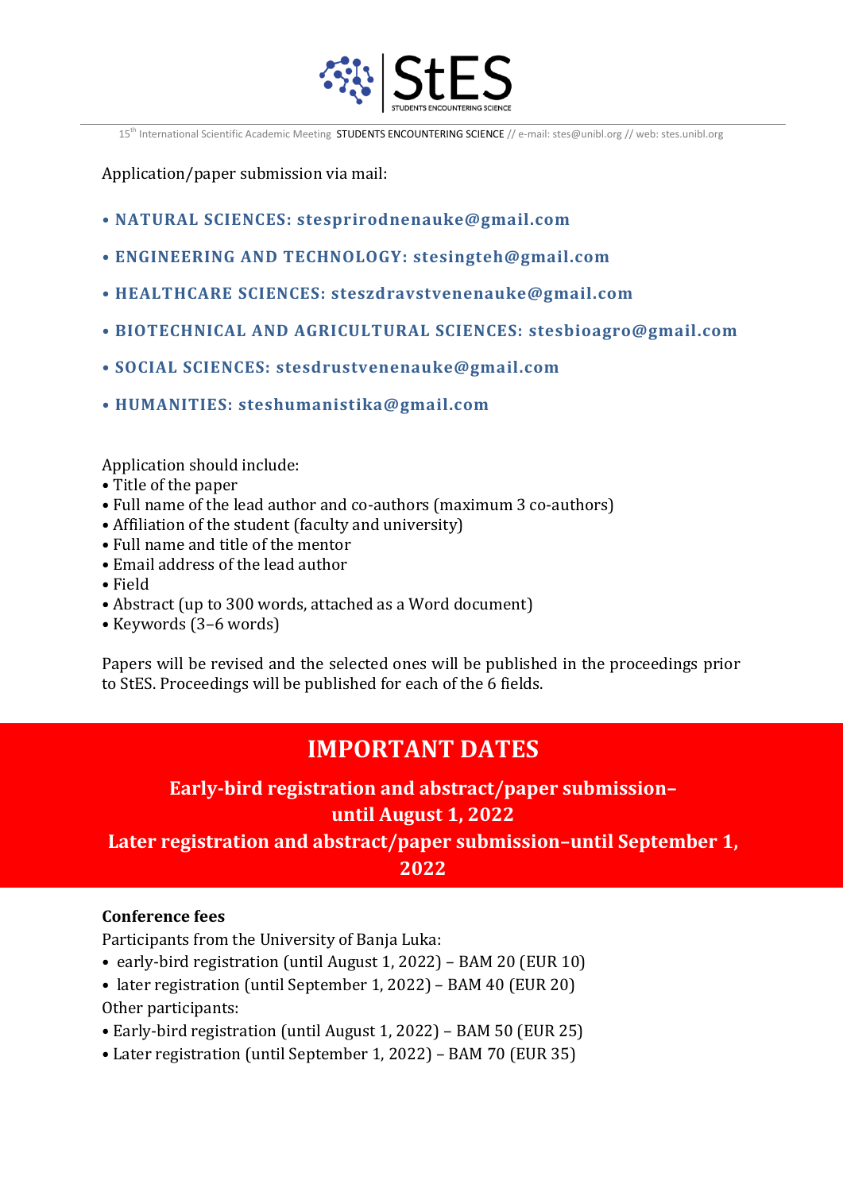Application/paper submission via mail:

- **NATURAL SCIENCES: stesprirodnenauke@gmail.com**
- **ENGINEERING AND TECHNOLOGY: stesingteh@gmail.com**
- **HEALTHCARE SCIENCES: steszdravstvenenauke@gmail.com**
- **BIOTECHNICAL AND AGRICULTURAL SCIENCES: stesbioagro@gmail.com**
- **SOCIAL SCIENCES: stesdrustvenenauke@gmail.com**
- **HUMANITIES: steshumanistika@gmail.com**

Application should include:

- Title of the paper
- Full name of the lead author and co-authors (maximum 3 co-authors)
- Affiliation of the student (faculty and university)
- Full name and title of the mentor
- Email address of the lead author
- Field
- Abstract (up to 300 words, attached as a Word document)
- Keywords (3–6 words)

Papers will be revised and the selected ones will be published in the proceedings prior to StES. Proceedings will be published for each of the 6 fields.

## IMPORTANT DATES

**Early-bird registration and abstract/paper submission– until August 1, 2022**

**Later registration and abstract/paper submission–until September 1, 2022**

**Conference fees**

Participants from the University of Banja Luka:

- early-bird registration (until August 1, 2022) – BAM 20 (EUR 10)
- later registration (until September 1, 2022) – BAM 40 (EUR 20)

Other participants:

- Early-bird registration (until August 1, 2022) – BAM 50 (EUR 25)
- Later registration (until September 1, 2022) – BAM 70 (EUR 35)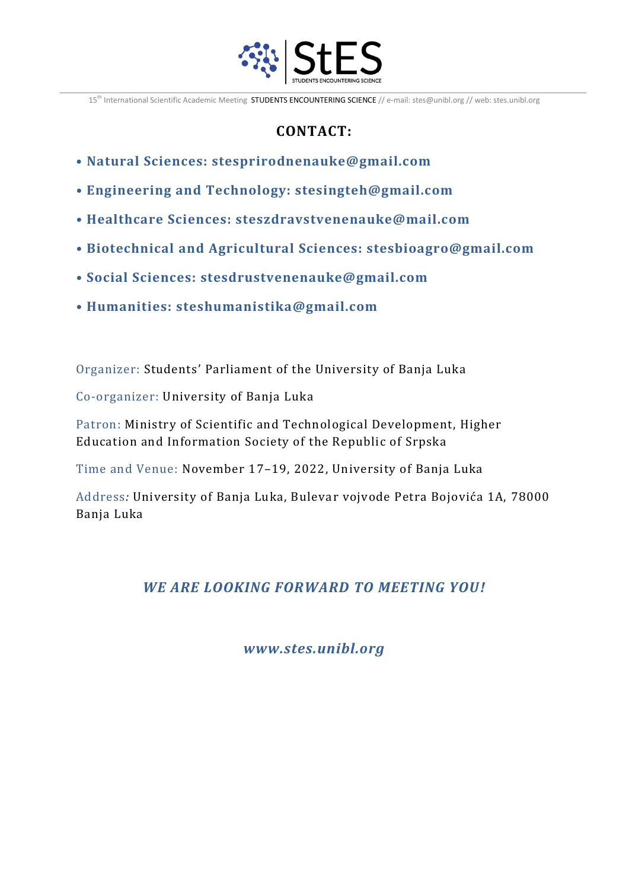## CONTACT:

- **Natural Sciences: stesprirodnenauke@gmail.com**
- **Engineering and Technology: stesingteh@gmail.com**
- **Healthcare Sciences: steszdravstvenenauke@mail.com**
- **Biotechnical and Agricultural Sciences: stesbioagro@gmail.com**
- **Social Sciences: stesdrustvenenauke@gmail.com**
- **Humanities: steshumanistika@gmail.com**

Organizer: Students' Parliament of the University of Banja Luka

Co-organizer: University of Banja Luka

Patron: Ministry of Scientific and Technological Development, Higher Education and Information Society of the Republic of Srpska

Time and Venue: November 17–19, 2022, University of Banja Luka

Address*:* University of Banja Luka, Bulevar vojvode Petra Bojovića 1A, 78000 Banja Luka

***WE ARE LOOKING FORWARD TO MEETING YOU!***

***www.stes.unibl.org***